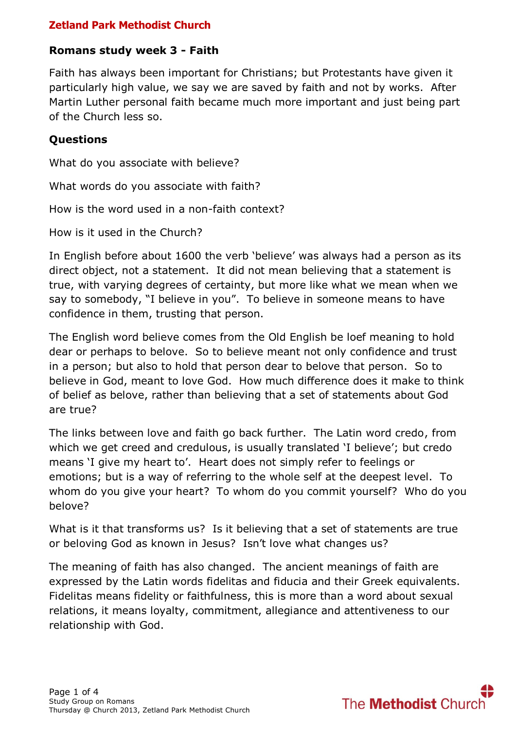**Zetland Park Methodist Church**

## Romans study week 3 - Faith

Faith has always been important for Christians; but Protestants have given it particularly high value, we say we are saved by faith and not by works. After Martin Luther personal faith became much more important and just being part of the Church less so.

### Questions

What do you associate with believe?

What words do you associate with faith?

How is the word used in a non-faith context?

How is it used in the Church?

In English before about 1600 the verb 'believe' was always had a person as its direct object, not a statement. It did not mean believing that a statement is true, with varying degrees of certainty, but more like what we mean when we say to somebody, "I believe in you". To believe in someone means to have confidence in them, trusting that person.

The English word believe comes from the Old English be loef meaning to hold dear or perhaps to belove. So to believe meant not only confidence and trust in a person; but also to hold that person dear to belove that person. So to believe in God, meant to love God. How much difference does it make to think of belief as belove, rather than believing that a set of statements about God are true?

The links between love and faith go back further. The Latin word credo, from which we get creed and credulous, is usually translated 'I believe'; but credo means 'I give my heart to'. Heart does not simply refer to feelings or emotions; but is a way of referring to the whole self at the deepest level. To whom do you give your heart? To whom do you commit yourself? Who do you belove?

What is it that transforms us? Is it believing that a set of statements are true or beloving God as known in Jesus? Isn't love what changes us?

The meaning of faith has also changed. The ancient meanings of faith are expressed by the Latin words fidelitas and fiducia and their Greek equivalents. Fidelitas means fidelity or faithfulness, this is more than a word about sexual relations, it means loyalty, commitment, allegiance and attentiveness to our relationship with God.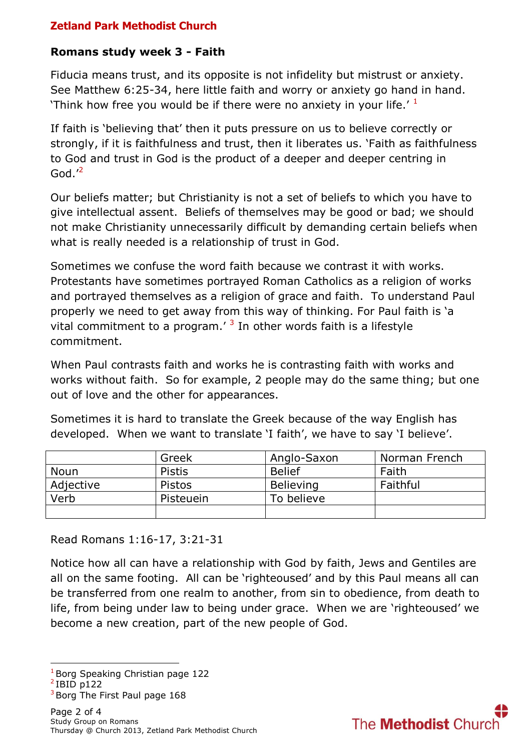**Zetland Park Methodist Church**

## Romans study week 3 - Faith

Fiducia means trust, and its opposite is not infidelity but mistrust or anxiety. See Matthew 6:25-34, here little faith and worry or anxiety go hand in hand. 'Think how free you would be if there were no anxiety in your life.' [1]

If faith is 'believing that' then it puts pressure on us to believe correctly or strongly, if it is faithfulness and trust, then it liberates us. 'Faith as faithfulness to God and trust in God is the product of a deeper and deeper centring in God.'[2]

Our beliefs matter; but Christianity is not a set of beliefs to which you have to give intellectual assent. Beliefs of themselves may be good or bad; we should not make Christianity unnecessarily difficult by demanding certain beliefs when what is really needed is a relationship of trust in God.

Sometimes we confuse the word faith because we contrast it with works. Protestants have sometimes portrayed Roman Catholics as a religion of works and portrayed themselves as a religion of grace and faith. To understand Paul properly we need to get away from this way of thinking. For Paul faith is 'a vital commitment to a program.' [3] In other words faith is a lifestyle commitment.

When Paul contrasts faith and works he is contrasting faith with works and works without faith. So for example, 2 people may do the same thing; but one out of love and the other for appearances.

Sometimes it is hard to translate the Greek because of the way English has developed. When we want to translate 'I faith', we have to say 'I believe'.

| | Greek | Anglo-Saxon | Norman French |
|---|---|---|---|
| Noun | Pistis | Belief | Faith |
| Adjective | Pistos | Believing | Faithful |
| Verb | Pisteuein | To believe | |
| | | | |

Read Romans 1:16-17, 3:21-31

Notice how all can have a relationship with God by faith, Jews and Gentiles are all on the same footing. All can be 'righteoused' and by this Paul means all can be transferred from one realm to another, from sin to obedience, from death to life, from being under law to being under grace. When we are 'righteoused' we become a new creation, part of the new people of God.

---

[1] Borg Speaking Christian page 122
[2] IBID p122
[3] Borg The First Paul page 168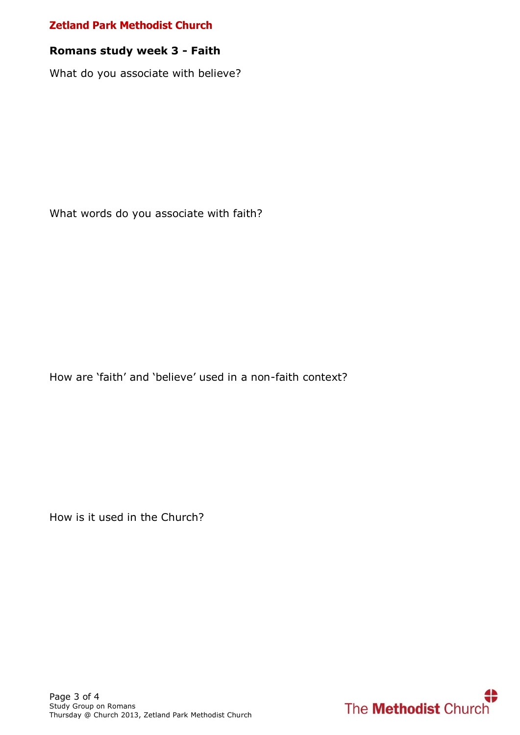**Zetland Park Methodist Church**

## Romans study week 3 - Faith

What do you associate with believe?

What words do you associate with faith?

How are ‘faith’ and ‘believe’ used in a non-faith context?

How is it used in the Church?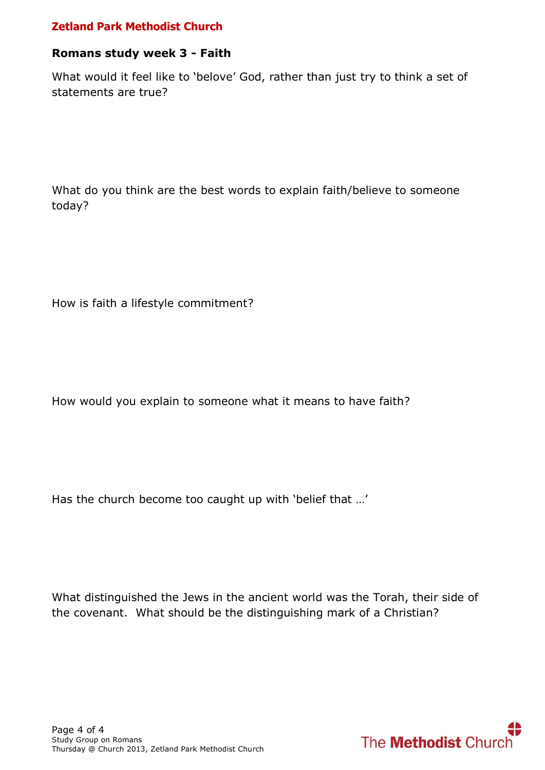## Romans study week 3 - Faith

What would it feel like to ‘belove’ God, rather than just try to think a set of statements are true?

What do you think are the best words to explain faith/believe to someone today?

How is faith a lifestyle commitment?

How would you explain to someone what it means to have faith?

Has the church become too caught up with ‘belief that …’

What distinguished the Jews in the ancient world was the Torah, their side of the covenant. What should be the distinguishing mark of a Christian?